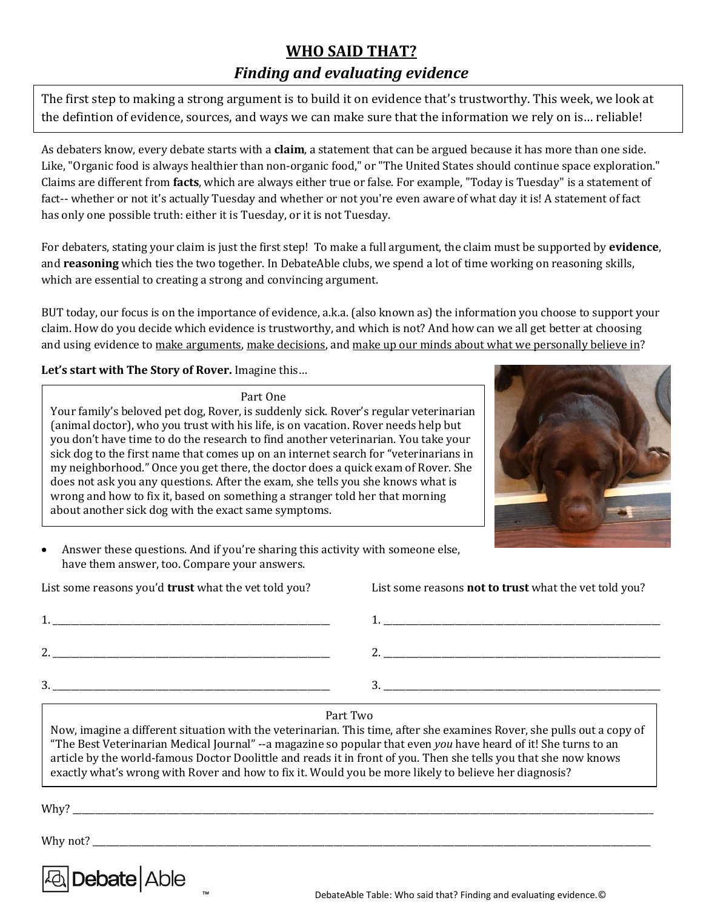# WHO SAID THAT?

## *Finding and evaluating evidence*

The first step to making a strong argument is to build it on evidence that's trustworthy. This week, we look at the defintion of evidence, sources, and ways we can make sure that the information we rely on is… reliable!

As debaters know, every debate starts with a **claim**, a statement that can be argued because it has more than one side. Like, "Organic food is always healthier than non-organic food," or "The United States should continue space exploration." Claims are different from **facts**, which are always either true or false. For example, "Today is Tuesday" is a statement of fact-- whether or not it's actually Tuesday and whether or not you're even aware of what day it is! A statement of fact has only one possible truth: either it is Tuesday, or it is not Tuesday.

For debaters, stating your claim is just the first step! To make a full argument, the claim must be supported by **evidence**, and **reasoning** which ties the two together. In DebateAble clubs, we spend a lot of time working on reasoning skills, which are essential to creating a strong and convincing argument.

BUT today, our focus is on the importance of evidence, a.k.a. (also known as) the information you choose to support your claim. How do you decide which evidence is trustworthy, and which is not? And how can we all get better at choosing and using evidence to make arguments, make decisions, and make up our minds about what we personally believe in?

**Let's start with The Story of Rover.** Imagine this…

> Part One
>
> Your family's beloved pet dog, Rover, is suddenly sick. Rover's regular veterinarian (animal doctor), who you trust with his life, is on vacation. Rover needs help but you don't have time to do the research to find another veterinarian. You take your sick dog to the first name that comes up on an internet search for "veterinarians in my neighborhood." Once you get there, the doctor does a quick exam of Rover. She does not ask you any questions. After the exam, she tells you she knows what is wrong and how to fix it, based on something a stranger told her that morning about another sick dog with the exact same symptoms.

- Answer these questions. And if you're sharing this activity with someone else, have them answer, too. Compare your answers.

List some reasons you'd **trust** what the vet told you?

1. ____________________
2. ____________________
3. ____________________

List some reasons **not to trust** what the vet told you?

1. ____________________
2. ____________________
3. ____________________

> Part Two
>
> Now, imagine a different situation with the veterinarian. This time, after she examines Rover, she pulls out a copy of "The Best Veterinarian Medical Journal" --a magazine so popular that even *you* have heard of it! She turns to an article by the world-famous Doctor Doolittle and reads it in front of you. Then she tells you that she now knows exactly what's wrong with Rover and how to fix it. Would you be more likely to believe her diagnosis?

Why? ____________________

Why not? ____________________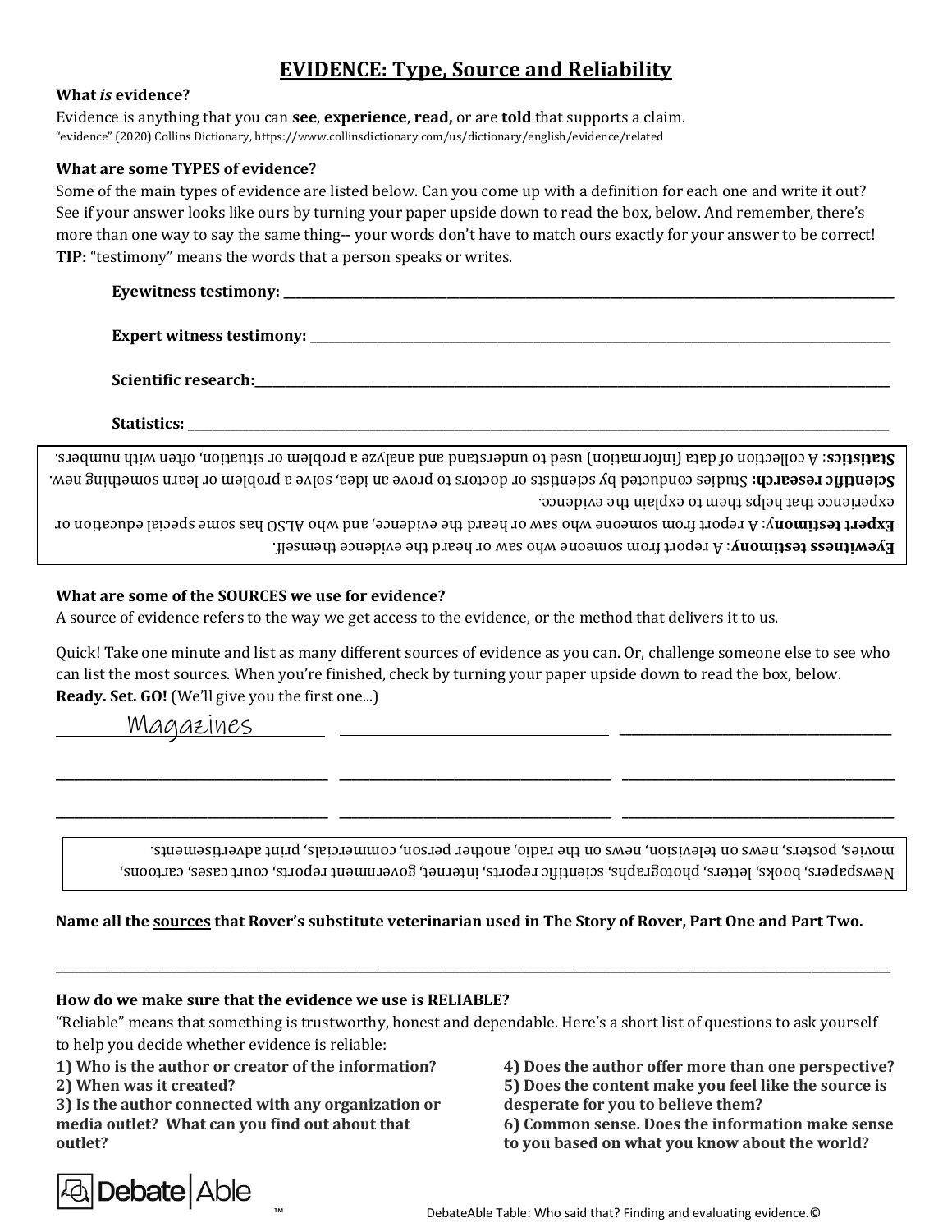# EVIDENCE: Type, Source and Reliability

**What *is* evidence?**

Evidence is anything that you can **see**, **experience**, **read,** or are **told** that supports a claim.

"evidence" (2020) Collins Dictionary, https://www.collinsdictionary.com/us/dictionary/english/evidence/related

**What are some TYPES of evidence?**

Some of the main types of evidence are listed below. Can you come up with a definition for each one and write it out? See if your answer looks like ours by turning your paper upside down to read the box, below. And remember, there's more than one way to say the same thing-- your words don't have to match ours exactly for your answer to be correct!

**TIP:** "testimony" means the words that a person speaks or writes.

**Eyewitness testimony:** ______________________________

**Expert witness testimony:** ______________________________

**Scientific research:** ______________________________

**Statistics:** ______________________________

> **Eyewitness testimony**: A report from someone who saw or heard the evidence themself.
>
> **Expert testimony**: A report from someone who saw or heard the evidence, and who ALSO has some special education or experience that helps them to explain the evidence.
>
> **Scientific research:** Studies conducted by scientists or doctors to prove an idea, solve a problem or learn something new.
>
> **Statistics**: A collection of data (information) used to understand and analyze a problem or situation, often with numbers.

**What are some of the SOURCES we use for evidence?**

A source of evidence refers to the way we get access to the evidence, or the method that delivers it to us.

Quick! Take one minute and list as many different sources of evidence as you can. Or, challenge someone else to see who can list the most sources. When you're finished, check by turning your paper upside down to read the box, below.

**Ready. Set. GO!** (We'll give you the first one...)

| | | |
|---|---|---|
| Magazines | ____________ | ____________ |
| ____________ | ____________ | ____________ |
| ____________ | ____________ | ____________ |

> Newspapers, books, letters, photographs, scientific reports, internet, government reports, court cases, cartoons, movies, posters, news on television, news on the radio, another person, commercials, print advertisements.

**Name all the sources that Rover's substitute veterinarian used in The Story of Rover, Part One and Part Two.**

______________________________

**How do we make sure that the evidence we use is RELIABLE?**

"Reliable" means that something is trustworthy, honest and dependable. Here's a short list of questions to ask yourself to help you decide whether evidence is reliable:

**1) Who is the author or creator of the information?**

**2) When was it created?**

**3) Is the author connected with any organization or media outlet? What can you find out about that outlet?**

**4) Does the author offer more than one perspective?**

**5) Does the content make you feel like the source is desperate for you to believe them?**

**6) Common sense. Does the information make sense to you based on what you know about the world?**

DebateAble™

DebateAble Table: Who said that? Finding and evaluating evidence.©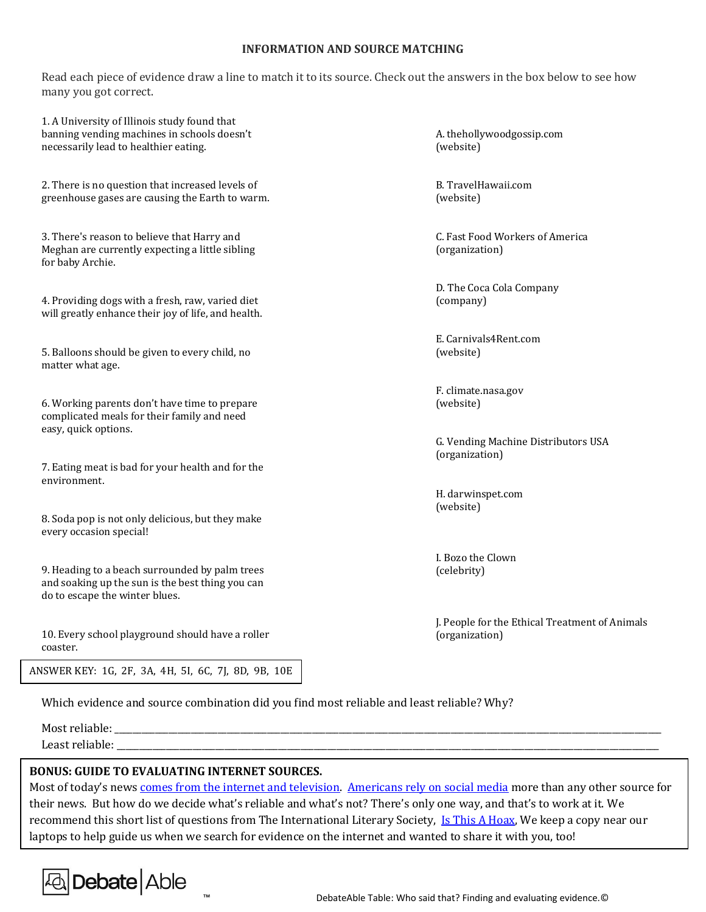### INFORMATION AND SOURCE MATCHING

Read each piece of evidence draw a line to match it to its source. Check out the answers in the box below to see how many you got correct.

1. A University of Illinois study found that banning vending machines in schools doesn't necessarily lead to healthier eating.

2. There is no question that increased levels of greenhouse gases are causing the Earth to warm.

3. There's reason to believe that Harry and Meghan are currently expecting a little sibling for baby Archie.

4. Providing dogs with a fresh, raw, varied diet will greatly enhance their joy of life, and health.

5. Balloons should be given to every child, no matter what age.

6. Working parents don't have time to prepare complicated meals for their family and need easy, quick options.

7. Eating meat is bad for your health and for the environment.

8. Soda pop is not only delicious, but they make every occasion special!

9. Heading to a beach surrounded by palm trees and soaking up the sun is the best thing you can do to escape the winter blues.

10. Every school playground should have a roller coaster.

A. thehollywoodgossip.com (website)

B. TravelHawaii.com (website)

C. Fast Food Workers of America (organization)

D. The Coca Cola Company (company)

E. Carnivals4Rent.com (website)

F. climate.nasa.gov (website)

G. Vending Machine Distributors USA (organization)

H. darwinspet.com (website)

I. Bozo the Clown (celebrity)

J. People for the Ethical Treatment of Animals (organization)

ANSWER KEY: 1G, 2F, 3A, 4H, 5I, 6C, 7J, 8D, 9B, 10E

Which evidence and source combination did you find most reliable and least reliable? Why?

Most reliable: ______________________________________________

Least reliable: ______________________________________________

**BONUS: GUIDE TO EVALUATING INTERNET SOURCES.**
Most of today's news comes from the internet and television. Americans rely on social media more than any other source for their news. But how do we decide what's reliable and what's not? There's only one way, and that's to work at it. We recommend this short list of questions from The International Literary Society, Is This A Hoax, We keep a copy near our laptops to help guide us when we search for evidence on the internet and wanted to share it with you, too!

DebateAble™

DebateAble Table: Who said that? Finding and evaluating evidence.©